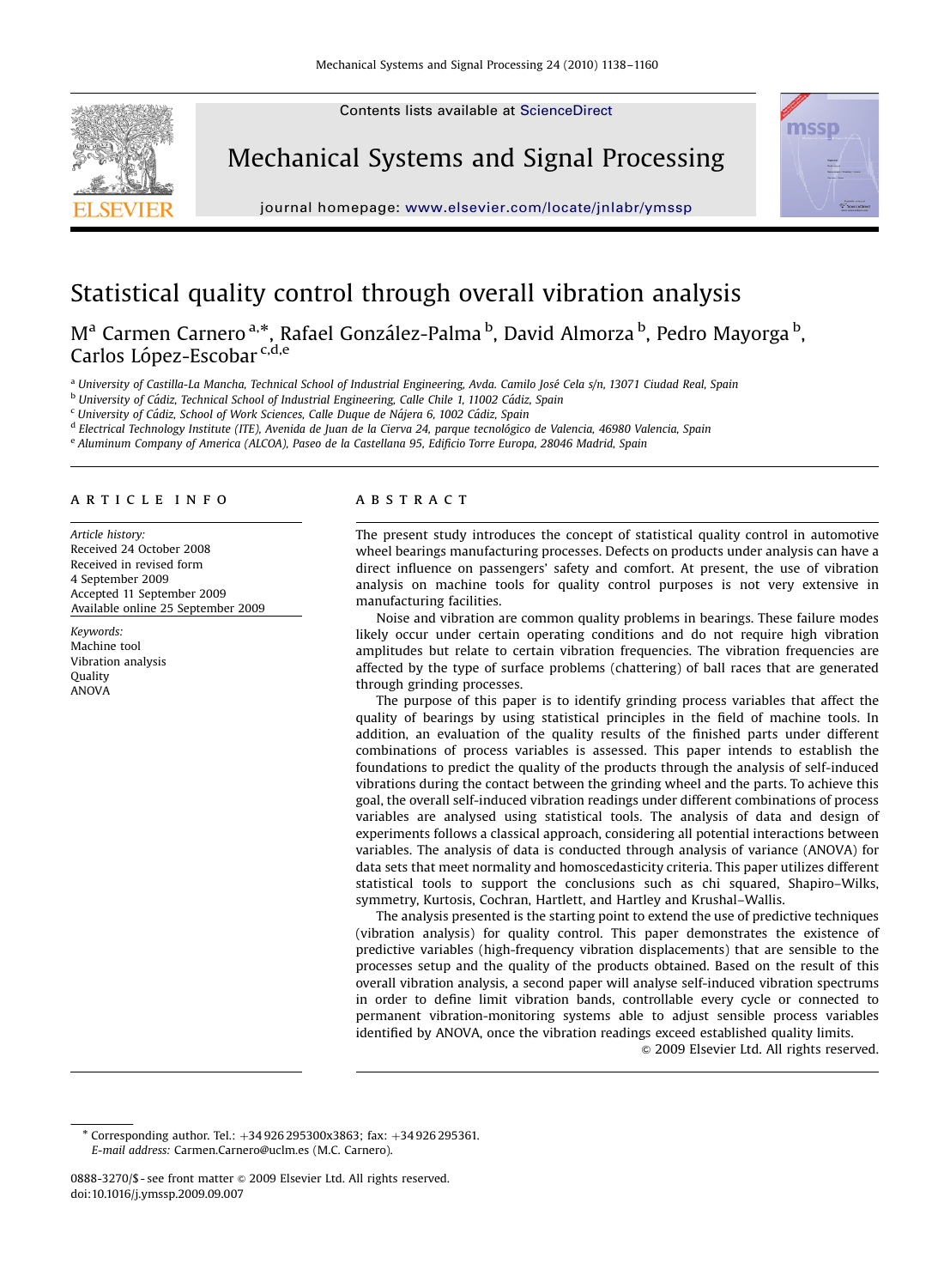# Statistical quality control through overall vibration analysis

Mª Carmen Carnero [a,*], Rafael González-Palma [b], David Almorza [b], Pedro Mayorga [b], Carlos López-Escobar [c,d,e]

[a] University of Castilla-La Mancha, Technical School of Industrial Engineering, Avda. Camilo José Cela s/n, 13071 Ciudad Real, Spain
[b] University of Cádiz, Technical School of Industrial Engineering, Calle Chile 1, 11002 Cádiz, Spain
[c] University of Cádiz, School of Work Sciences, Calle Duque de Nájera 6, 1002 Cádiz, Spain
[d] Electrical Technology Institute (ITE), Avenida de Juan de la Cierva 24, parque tecnológico de Valencia, 46980 Valencia, Spain
[e] Aluminum Company of America (ALCOA), Paseo de la Castellana 95, Edificio Torre Europa, 28046 Madrid, Spain

## ARTICLE INFO

*Article history:*
Received 24 October 2008
Received in revised form
4 September 2009
Accepted 11 September 2009
Available online 25 September 2009

*Keywords:*
Machine tool
Vibration analysis
Quality
ANOVA

## ABSTRACT

The present study introduces the concept of statistical quality control in automotive wheel bearings manufacturing processes. Defects on products under analysis can have a direct influence on passengers' safety and comfort. At present, the use of vibration analysis on machine tools for quality control purposes is not very extensive in manufacturing facilities.

Noise and vibration are common quality problems in bearings. These failure modes likely occur under certain operating conditions and do not require high vibration amplitudes but relate to certain vibration frequencies. The vibration frequencies are affected by the type of surface problems (chattering) of ball races that are generated through grinding processes.

The purpose of this paper is to identify grinding process variables that affect the quality of bearings by using statistical principles in the field of machine tools. In addition, an evaluation of the quality results of the finished parts under different combinations of process variables is assessed. This paper intends to establish the foundations to predict the quality of the products through the analysis of self-induced vibrations during the contact between the grinding wheel and the parts. To achieve this goal, the overall self-induced vibration readings under different combinations of process variables are analysed using statistical tools. The analysis of data and design of experiments follows a classical approach, considering all potential interactions between variables. The analysis of data is conducted through analysis of variance (ANOVA) for data sets that meet normality and homoscedasticity criteria. This paper utilizes different statistical tools to support the conclusions such as chi squared, Shapiro–Wilks, symmetry, Kurtosis, Cochran, Hartlett, and Hartley and Krushal–Wallis.

The analysis presented is the starting point to extend the use of predictive techniques (vibration analysis) for quality control. This paper demonstrates the existence of predictive variables (high-frequency vibration displacements) that are sensible to the processes setup and the quality of the products obtained. Based on the result of this overall vibration analysis, a second paper will analyse self-induced vibration spectrums in order to define limit vibration bands, controllable every cycle or connected to permanent vibration-monitoring systems able to adjust sensible process variables identified by ANOVA, once the vibration readings exceed established quality limits.

© 2009 Elsevier Ltd. All rights reserved.

---

* Corresponding author. Tel.: +34 926 295300x3863; fax: +34 926 295361.
*E-mail address:* Carmen.Carnero@uclm.es (M.C. Carnero).

0888-3270/$ - see front matter © 2009 Elsevier Ltd. All rights reserved.
doi:10.1016/j.ymssp.2009.09.007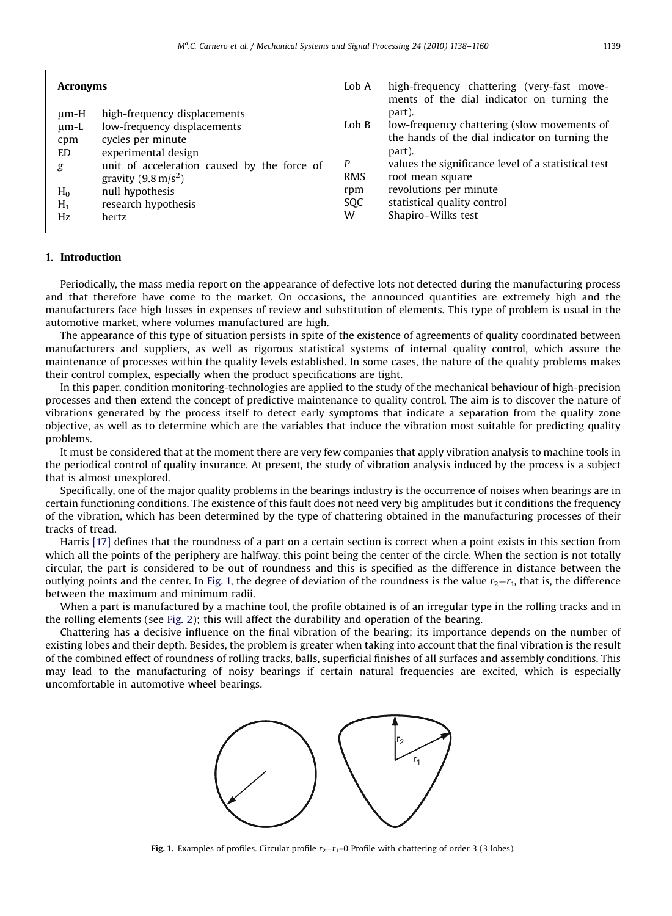## Acronyms

| | |
|---|---|
| μm-H | high-frequency displacements |
| μm-L | low-frequency displacements |
| cpm | cycles per minute |
| ED | experimental design |
| $g$ | unit of acceleration caused by the force of gravity ($9.8\,m/s^2$) |
| $H_0$ | null hypothesis |
| $H_1$ | research hypothesis |
| Hz | hertz |
| Lob A | high-frequency chattering (very-fast movements of the dial indicator on turning the part). |
| Lob B | low-frequency chattering (slow movements of the hands of the dial indicator on turning the part). |
| $P$ | values the significance level of a statistical test |
| RMS | root mean square |
| rpm | revolutions per minute |
| SQC | statistical quality control |
| W | Shapiro–Wilks test |

## 1. Introduction

Periodically, the mass media report on the appearance of defective lots not detected during the manufacturing process and that therefore have come to the market. On occasions, the announced quantities are extremely high and the manufacturers face high losses in expenses of review and substitution of elements. This type of problem is usual in the automotive market, where volumes manufactured are high.

The appearance of this type of situation persists in spite of the existence of agreements of quality coordinated between manufacturers and suppliers, as well as rigorous statistical systems of internal quality control, which assure the maintenance of processes within the quality levels established. In some cases, the nature of the quality problems makes their control complex, especially when the product specifications are tight.

In this paper, condition monitoring-technologies are applied to the study of the mechanical behaviour of high-precision processes and then extend the concept of predictive maintenance to quality control. The aim is to discover the nature of vibrations generated by the process itself to detect early symptoms that indicate a separation from the quality zone objective, as well as to determine which are the variables that induce the vibration most suitable for predicting quality problems.

It must be considered that at the moment there are very few companies that apply vibration analysis to machine tools in the periodical control of quality insurance. At present, the study of vibration analysis induced by the process is a subject that is almost unexplored.

Specifically, one of the major quality problems in the bearings industry is the occurrence of noises when bearings are in certain functioning conditions. The existence of this fault does not need very big amplitudes but it conditions the frequency of the vibration, which has been determined by the type of chattering obtained in the manufacturing processes of their tracks of tread.

Harris [17] defines that the roundness of a part on a certain section is correct when a point exists in this section from which all the points of the periphery are halfway, this point being the center of the circle. When the section is not totally circular, the part is considered to be out of roundness and this is specified as the difference in distance between the outlying points and the center. In Fig. 1, the degree of deviation of the roundness is the value $r_2 - r_1$, that is, the difference between the maximum and minimum radii.

When a part is manufactured by a machine tool, the profile obtained is of an irregular type in the rolling tracks and in the rolling elements (see Fig. 2); this will affect the durability and operation of the bearing.

Chattering has a decisive influence on the final vibration of the bearing; its importance depends on the number of existing lobes and their depth. Besides, the problem is greater when taking into account that the final vibration is the result of the combined effect of roundness of rolling tracks, balls, superficial finishes of all surfaces and assembly conditions. This may lead to the manufacturing of noisy bearings if certain natural frequencies are excited, which is especially uncomfortable in automotive wheel bearings.

$r_2$

$r_1$

**Fig. 1.** Examples of profiles. Circular profile $r_2 - r_1 = 0$ Profile with chattering of order 3 (3 lobes).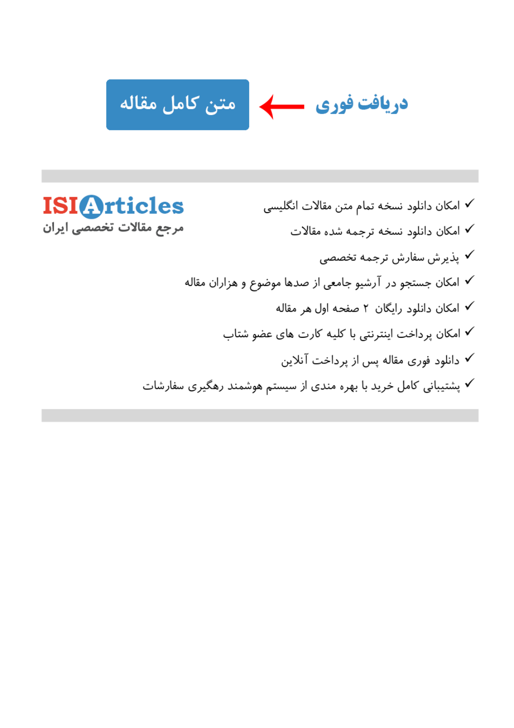دریافت فوری ← **متن کامل مقاله**

**ISIArticles**
مرجع مقالات تخصصی ایران

- ✓ امکان دانلود نسخه تمام متن مقالات انگلیسی
- ✓ امکان دانلود نسخه ترجمه شده مقالات
- ✓ پذیرش سفارش ترجمه تخصصی
- ✓ امکان جستجو در آرشیو جامعی از صدها موضوع و هزاران مقاله
- ✓ امکان دانلود رایگان ۲ صفحه اول هر مقاله
- ✓ امکان پرداخت اینترنتی با کلیه کارت های عضو شتاب
- ✓ دانلود فوری مقاله پس از پرداخت آنلاین
- ✓ پشتیبانی کامل خرید با بهره مندی از سیستم هوشمند رهگیری سفارشات